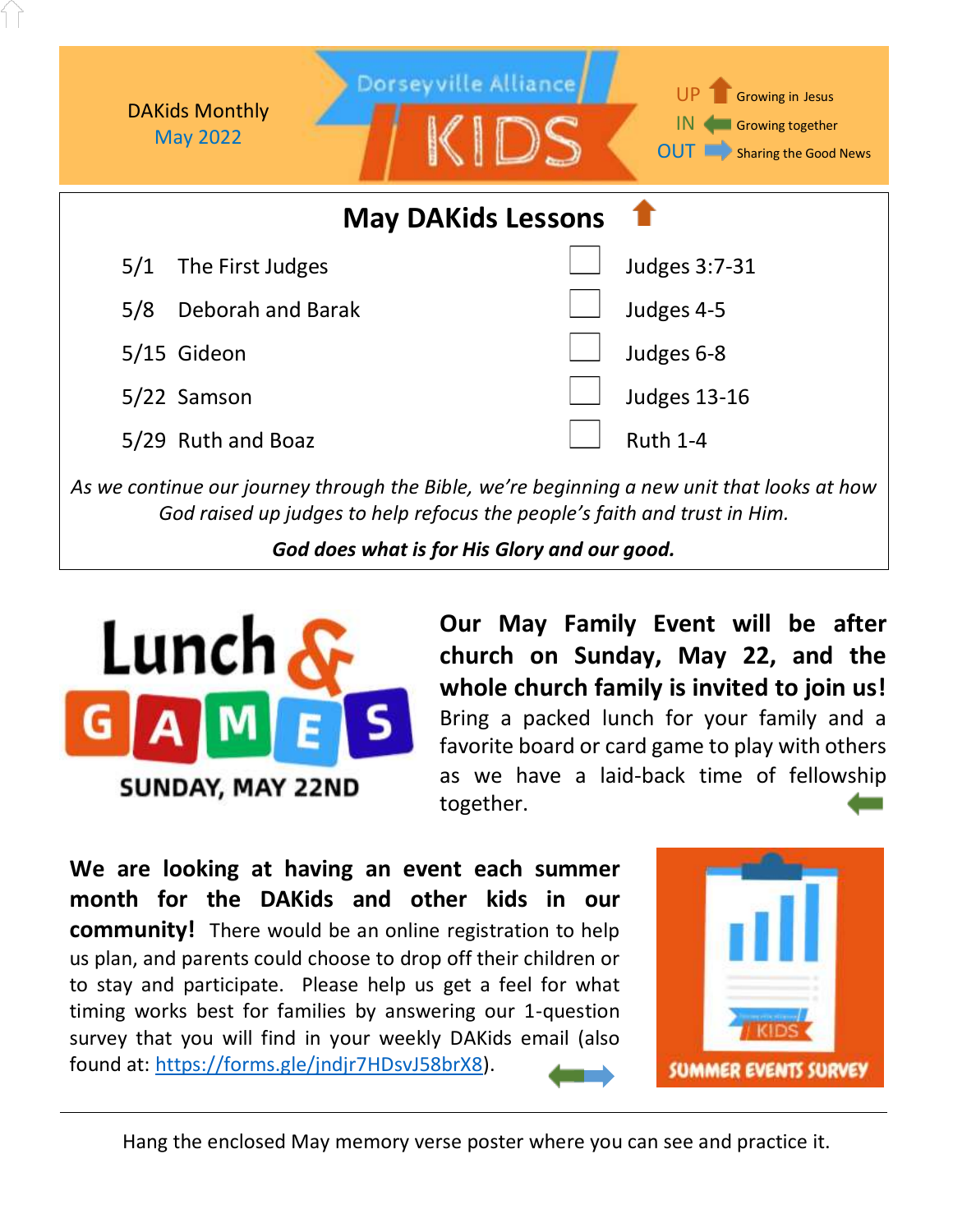DAKids Monthly
May 2022

Dorseyville Alliance KIDS

UP — Growing in Jesus
IN — Growing together
OUT — Sharing the Good News

## May DAKids Lessons

| Date | Lesson | | Scripture |
|---|---|---|---|
| 5/1 | The First Judges | ☐ | Judges 3:7-31 |
| 5/8 | Deborah and Barak | ☐ | Judges 4-5 |
| 5/15 | Gideon | ☐ | Judges 6-8 |
| 5/22 | Samson | ☐ | Judges 13-16 |
| 5/29 | Ruth and Boaz | ☐ | Ruth 1-4 |

*As we continue our journey through the Bible, we're beginning a new unit that looks at how God raised up judges to help refocus the people's faith and trust in Him.*

***God does what is for His Glory and our good.***

Lunch & GAMES
SUNDAY, MAY 22ND

**Our May Family Event will be after church on Sunday, May 22, and the whole church family is invited to join us!** Bring a packed lunch for your family and a favorite board or card game to play with others as we have a laid-back time of fellowship together.

**We are looking at having an event each summer month for the DAKids and other kids in our community!** There would be an online registration to help us plan, and parents could choose to drop off their children or to stay and participate. Please help us get a feel for what timing works best for families by answering our 1-question survey that you will find in your weekly DAKids email (also found at: https://forms.gle/jndjr7HDsvJ58brX8).

SUMMER EVENTS SURVEY

---

Hang the enclosed May memory verse poster where you can see and practice it.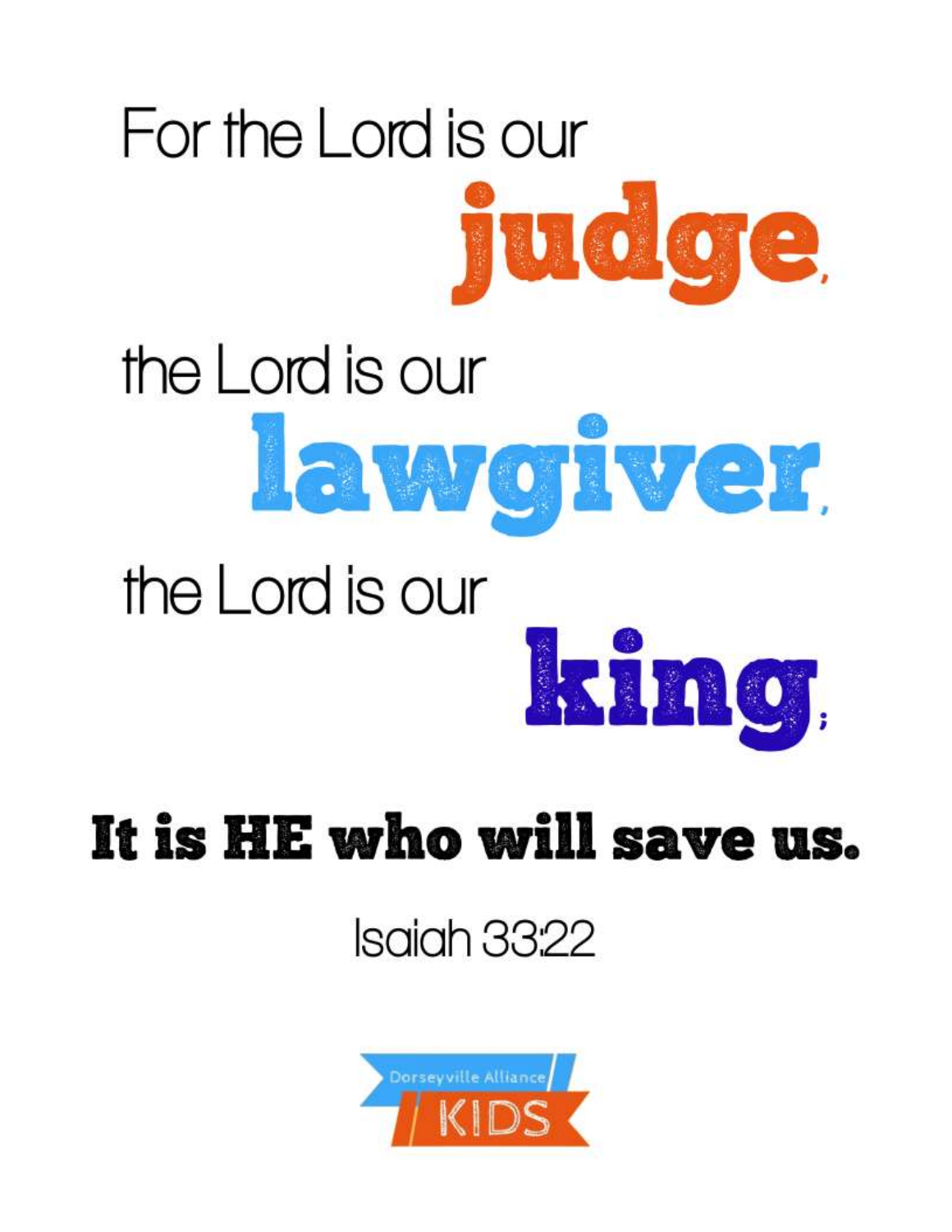For the Lord is our

**judge**,

the Lord is our

**lawgiver**,

the Lord is our

**king**;

**It is HE who will save us.**

Isaiah 33:22

Dorseyville Alliance

KIDS